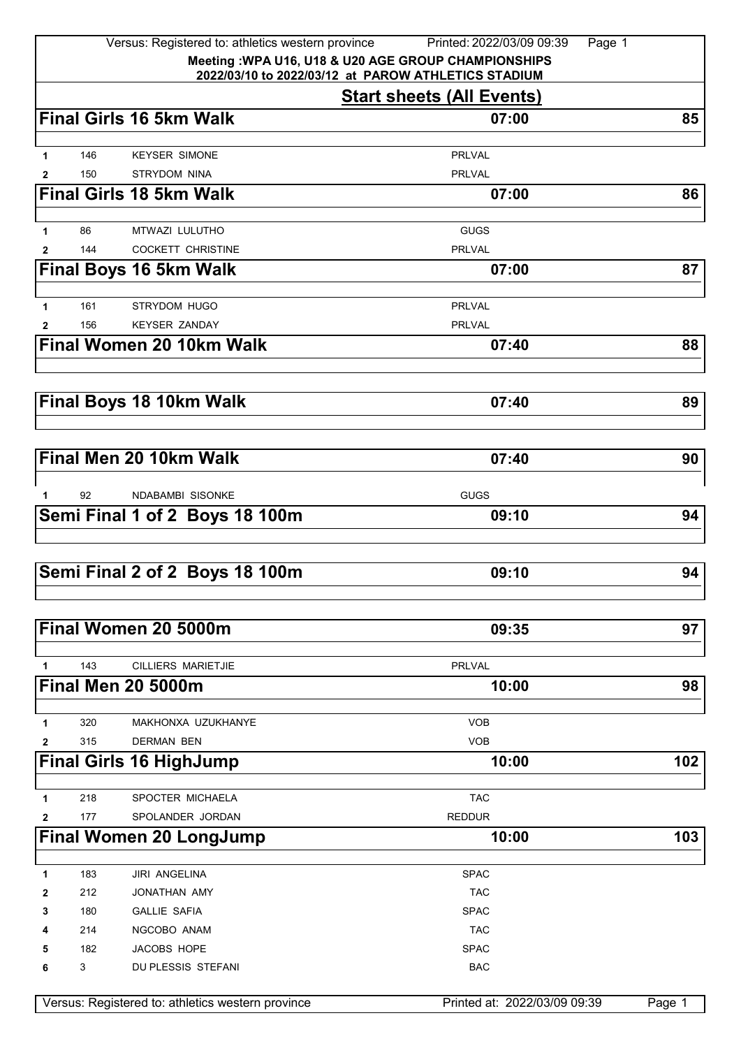Meeting :WPA U16, U18 & U20 AGE GROUP CHAMPIONSHIPS
2022/03/10 to 2022/03/12 at PAROW ATHLETICS STADIUM

## Start sheets (All Events)

### Final Girls 16 5km Walk — 07:00 — 85

| | | | |
|---|---|---|---|
| 1 | 146 | KEYSER SIMONE | PRLVAL |
| 2 | 150 | STRYDOM NINA | PRLVAL |

### Final Girls 18 5km Walk — 07:00 — 86

| | | | |
|---|---|---|---|
| 1 | 86 | MTWAZI LULUTHO | GUGS |
| 2 | 144 | COCKETT CHRISTINE | PRLVAL |

### Final Boys 16 5km Walk — 07:00 — 87

| | | | |
|---|---|---|---|
| 1 | 161 | STRYDOM HUGO | PRLVAL |
| 2 | 156 | KEYSER ZANDAY | PRLVAL |

### Final Women 20 10km Walk — 07:40 — 88

### Final Boys 18 10km Walk — 07:40 — 89

### Final Men 20 10km Walk — 07:40 — 90

| | | | |
|---|---|---|---|
| 1 | 92 | NDABAMBI SISONKE | GUGS |

### Semi Final 1 of 2 Boys 18 100m — 09:10 — 94

### Semi Final 2 of 2 Boys 18 100m — 09:10 — 94

### Final Women 20 5000m — 09:35 — 97

| | | | |
|---|---|---|---|
| 1 | 143 | CILLIERS MARIETJIE | PRLVAL |

### Final Men 20 5000m — 10:00 — 98

| | | | |
|---|---|---|---|
| 1 | 320 | MAKHONXA UZUKHANYE | VOB |
| 2 | 315 | DERMAN BEN | VOB |

### Final Girls 16 HighJump — 10:00 — 102

| | | | |
|---|---|---|---|
| 1 | 218 | SPOCTER MICHAELA | TAC |
| 2 | 177 | SPOLANDER JORDAN | REDDUR |

### Final Women 20 LongJump — 10:00 — 103

| | | | |
|---|---|---|---|
| 1 | 183 | JIRI ANGELINA | SPAC |
| 2 | 212 | JONATHAN AMY | TAC |
| 3 | 180 | GALLIE SAFIA | SPAC |
| 4 | 214 | NGCOBO ANAM | TAC |
| 5 | 182 | JACOBS HOPE | SPAC |
| 6 | 3 | DU PLESSIS STEFANI | BAC |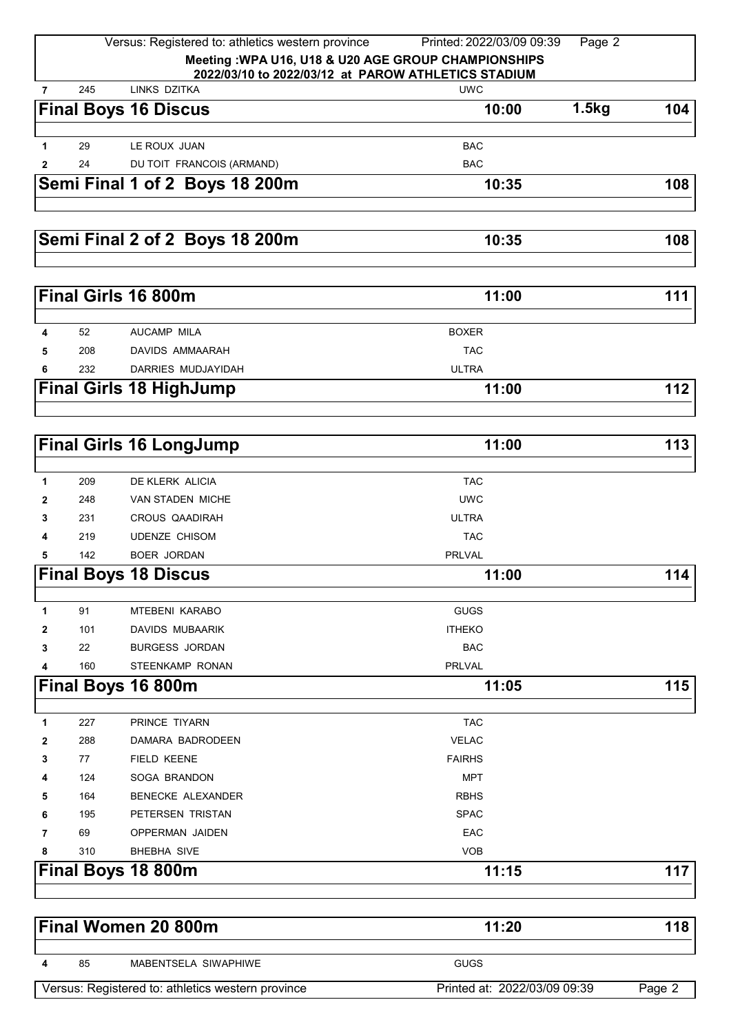Meeting :WPA U16, U18 & U20 AGE GROUP CHAMPIONSHIPS
2022/03/10 to 2022/03/12 at PAROW ATHLETICS STADIUM

| 7 | 245 | LINKS DZITKA | UWC |
|---|---|---|---|

## Final Boys 16 Discus — 10:00 — 1.5kg — 104

| | | | |
|---|---|---|---|
| 1 | 29 | LE ROUX JUAN | BAC |
| 2 | 24 | DU TOIT FRANCOIS (ARMAND) | BAC |

## Semi Final 1 of 2 Boys 18 200m — 10:35 — 108

## Semi Final 2 of 2 Boys 18 200m — 10:35 — 108

## Final Girls 16 800m — 11:00 — 111

| | | | |
|---|---|---|---|
| 4 | 52 | AUCAMP MILA | BOXER |
| 5 | 208 | DAVIDS AMMAARAH | TAC |
| 6 | 232 | DARRIES MUDJAYIDAH | ULTRA |

## Final Girls 18 HighJump — 11:00 — 112

## Final Girls 16 LongJump — 11:00 — 113

| | | | |
|---|---|---|---|
| 1 | 209 | DE KLERK ALICIA | TAC |
| 2 | 248 | VAN STADEN MICHE | UWC |
| 3 | 231 | CROUS QAADIRAH | ULTRA |
| 4 | 219 | UDENZE CHISOM | TAC |
| 5 | 142 | BOER JORDAN | PRLVAL |

## Final Boys 18 Discus — 11:00 — 114

| | | | |
|---|---|---|---|
| 1 | 91 | MTEBENI KARABO | GUGS |
| 2 | 101 | DAVIDS MUBAARIK | ITHEKO |
| 3 | 22 | BURGESS JORDAN | BAC |
| 4 | 160 | STEENKAMP RONAN | PRLVAL |

## Final Boys 16 800m — 11:05 — 115

| | | | |
|---|---|---|---|
| 1 | 227 | PRINCE TIYARN | TAC |
| 2 | 288 | DAMARA BADRODEEN | VELAC |
| 3 | 77 | FIELD KEENE | FAIRHS |
| 4 | 124 | SOGA BRANDON | MPT |
| 5 | 164 | BENECKE ALEXANDER | RBHS |
| 6 | 195 | PETERSEN TRISTAN | SPAC |
| 7 | 69 | OPPERMAN JAIDEN | EAC |
| 8 | 310 | BHEBHA SIVE | VOB |

## Final Boys 18 800m — 11:15 — 117

## Final Women 20 800m — 11:20 — 118

| | | | |
|---|---|---|---|
| 4 | 85 | MABENTSELA SIWAPHIWE | GUGS |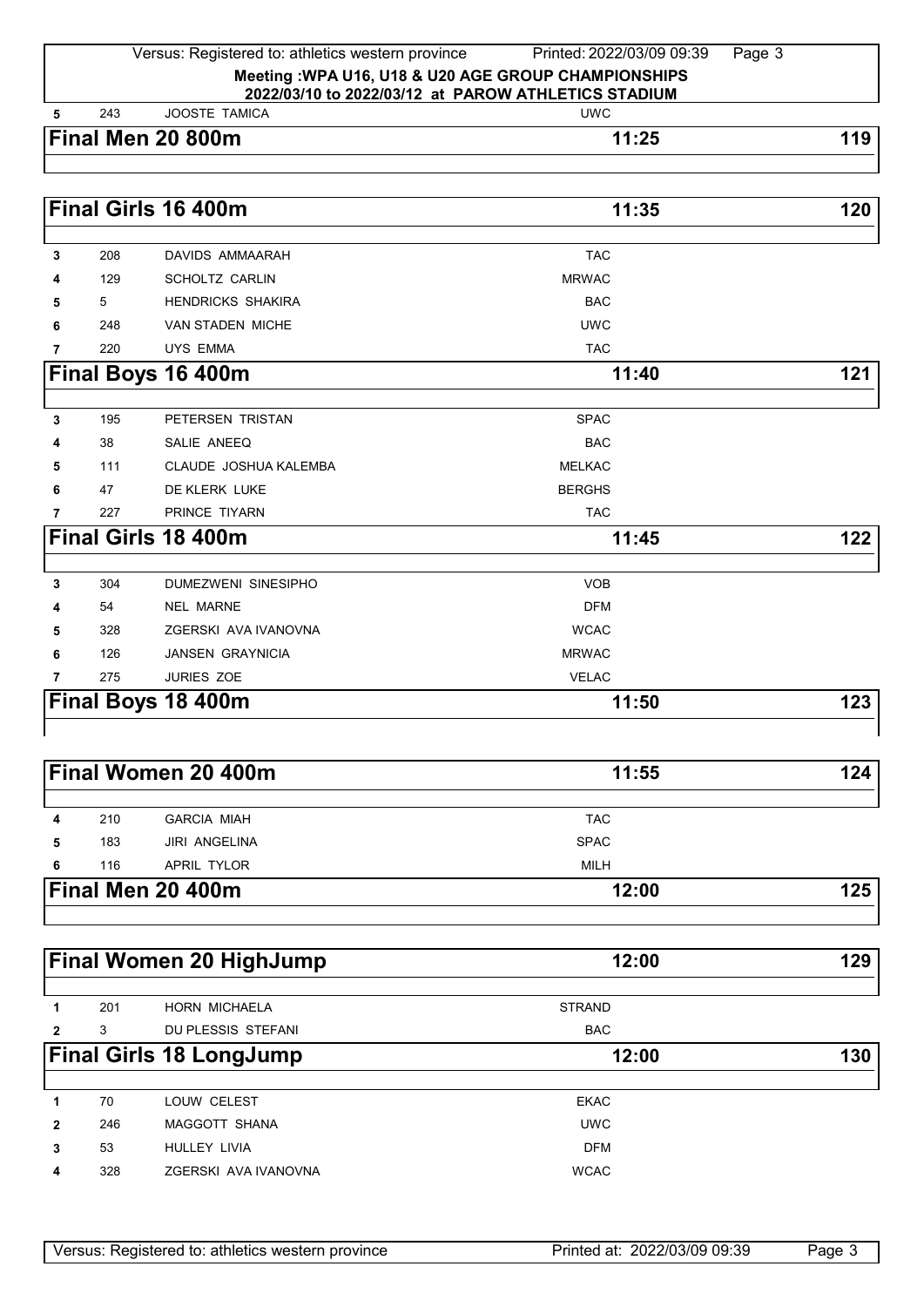**Meeting :WPA U16, U18 & U20 AGE GROUP CHAMPIONSHIPS**
**2022/03/10 to 2022/03/12 at PAROW ATHLETICS STADIUM**

| | | | |
|---|---|---|---|
| 5 | 243 | JOOSTE TAMICA | UWC |

## Final Men 20 800m — 11:25 — 119

## Final Girls 16 400m — 11:35 — 120

| Lane | No. | Name | Club |
|---|---|---|---|
| 3 | 208 | DAVIDS AMMAARAH | TAC |
| 4 | 129 | SCHOLTZ CARLIN | MRWAC |
| 5 | 5 | HENDRICKS SHAKIRA | BAC |
| 6 | 248 | VAN STADEN MICHE | UWC |
| 7 | 220 | UYS EMMA | TAC |

## Final Boys 16 400m — 11:40 — 121

| Lane | No. | Name | Club |
|---|---|---|---|
| 3 | 195 | PETERSEN TRISTAN | SPAC |
| 4 | 38 | SALIE ANEEQ | BAC |
| 5 | 111 | CLAUDE JOSHUA KALEMBA | MELKAC |
| 6 | 47 | DE KLERK LUKE | BERGHS |
| 7 | 227 | PRINCE TIYARN | TAC |

## Final Girls 18 400m — 11:45 — 122

| Lane | No. | Name | Club |
|---|---|---|---|
| 3 | 304 | DUMEZWENI SINESIPHO | VOB |
| 4 | 54 | NEL MARNE | DFM |
| 5 | 328 | ZGERSKI AVA IVANOVNA | WCAC |
| 6 | 126 | JANSEN GRAYNICIA | MRWAC |
| 7 | 275 | JURIES ZOE | VELAC |

## Final Boys 18 400m — 11:50 — 123

## Final Women 20 400m — 11:55 — 124

| Lane | No. | Name | Club |
|---|---|---|---|
| 4 | 210 | GARCIA MIAH | TAC |
| 5 | 183 | JIRI ANGELINA | SPAC |
| 6 | 116 | APRIL TYLOR | MILH |

## Final Men 20 400m — 12:00 — 125

## Final Women 20 HighJump — 12:00 — 129

| Order | No. | Name | Club |
|---|---|---|---|
| 1 | 201 | HORN MICHAELA | STRAND |
| 2 | 3 | DU PLESSIS STEFANI | BAC |

## Final Girls 18 LongJump — 12:00 — 130

| Order | No. | Name | Club |
|---|---|---|---|
| 1 | 70 | LOUW CELEST | EKAC |
| 2 | 246 | MAGGOTT SHANA | UWC |
| 3 | 53 | HULLEY LIVIA | DFM |
| 4 | 328 | ZGERSKI AVA IVANOVNA | WCAC |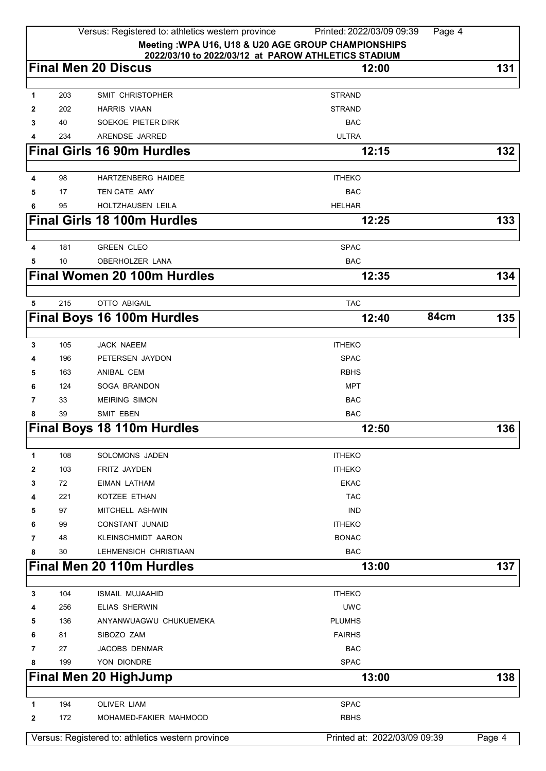**Meeting :WPA U16, U18 & U20 AGE GROUP CHAMPIONSHIPS**
**2022/03/10 to 2022/03/12 at PAROW ATHLETICS STADIUM**

## Final Men 20 Discus — 12:00 — 131

| | | | |
|---|---|---|---|
| 1 | 203 | SMIT CHRISTOPHER | STRAND |
| 2 | 202 | HARRIS VIAAN | STRAND |
| 3 | 40 | SOEKOE PIETER DIRK | BAC |
| 4 | 234 | ARENDSE JARRED | ULTRA |

## Final Girls 16 90m Hurdles — 12:15 — 132

| | | | |
|---|---|---|---|
| 4 | 98 | HARTZENBERG HAIDEE | ITHEKO |
| 5 | 17 | TEN CATE AMY | BAC |
| 6 | 95 | HOLTZHAUSEN LEILA | HELHAR |

## Final Girls 18 100m Hurdles — 12:25 — 133

| | | | |
|---|---|---|---|
| 4 | 181 | GREEN CLEO | SPAC |
| 5 | 10 | OBERHOLZER LANA | BAC |

## Final Women 20 100m Hurdles — 12:35 — 134

| | | | |
|---|---|---|---|
| 5 | 215 | OTTO ABIGAIL | TAC |

## Final Boys 16 100m Hurdles — 12:40 — 84cm — 135

| | | | |
|---|---|---|---|
| 3 | 105 | JACK NAEEM | ITHEKO |
| 4 | 196 | PETERSEN JAYDON | SPAC |
| 5 | 163 | ANIBAL CEM | RBHS |
| 6 | 124 | SOGA BRANDON | MPT |
| 7 | 33 | MEIRING SIMON | BAC |
| 8 | 39 | SMIT EBEN | BAC |

## Final Boys 18 110m Hurdles — 12:50 — 136

| | | | |
|---|---|---|---|
| 1 | 108 | SOLOMONS JADEN | ITHEKO |
| 2 | 103 | FRITZ JAYDEN | ITHEKO |
| 3 | 72 | EIMAN LATHAM | EKAC |
| 4 | 221 | KOTZEE ETHAN | TAC |
| 5 | 97 | MITCHELL ASHWIN | IND |
| 6 | 99 | CONSTANT JUNAID | ITHEKO |
| 7 | 48 | KLEINSCHMIDT AARON | BONAC |
| 8 | 30 | LEHMENSICH CHRISTIAAN | BAC |

## Final Men 20 110m Hurdles — 13:00 — 137

| | | | |
|---|---|---|---|
| 3 | 104 | ISMAIL MUJAAHID | ITHEKO |
| 4 | 256 | ELIAS SHERWIN | UWC |
| 5 | 136 | ANYANWUAGWU CHUKUEMEKA | PLUMHS |
| 6 | 81 | SIBOZO ZAM | FAIRHS |
| 7 | 27 | JACOBS DENMAR | BAC |
| 8 | 199 | YON DIONDRE | SPAC |

## Final Men 20 HighJump — 13:00 — 138

| | | | |
|---|---|---|---|
| 1 | 194 | OLIVER LIAM | SPAC |
| 2 | 172 | MOHAMED-FAKIER MAHMOOD | RBHS |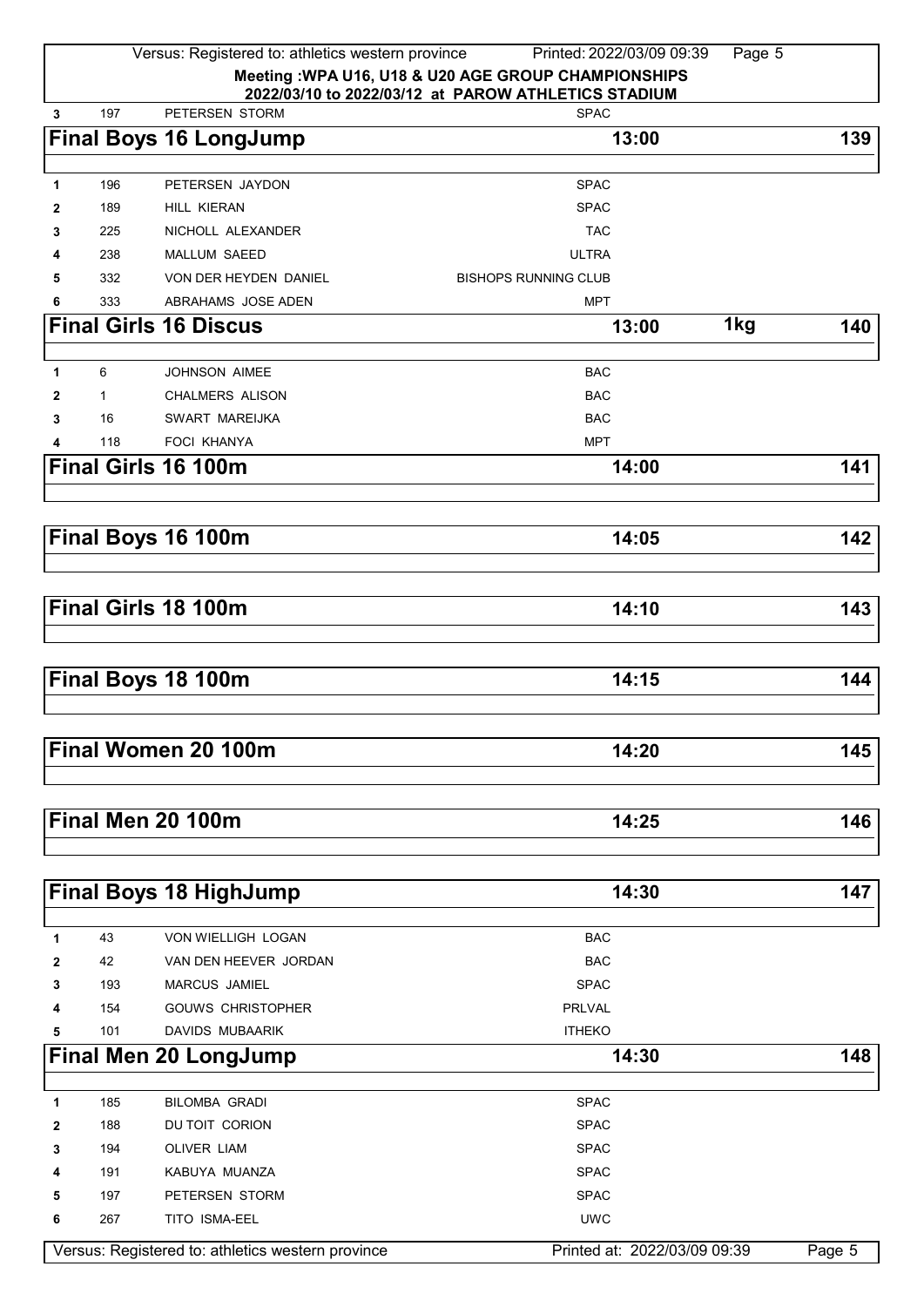| 3 | 197 | PETERSEN STORM | SPAC |
|---|---|---|---|

## Final Boys 16 LongJump — 13:00 — 139

| | | | |
|---|---|---|---|
| 1 | 196 | PETERSEN JAYDON | SPAC |
| 2 | 189 | HILL KIERAN | SPAC |
| 3 | 225 | NICHOLL ALEXANDER | TAC |
| 4 | 238 | MALLUM SAEED | ULTRA |
| 5 | 332 | VON DER HEYDEN DANIEL | BISHOPS RUNNING CLUB |
| 6 | 333 | ABRAHAMS JOSE ADEN | MPT |

## Final Girls 16 Discus — 13:00 — 1kg — 140

| | | | |
|---|---|---|---|
| 1 | 6 | JOHNSON AIMEE | BAC |
| 2 | 1 | CHALMERS ALISON | BAC |
| 3 | 16 | SWART MAREIJKA | BAC |
| 4 | 118 | FOCI KHANYA | MPT |

## Final Girls 16 100m — 14:00 — 141

## Final Boys 16 100m — 14:05 — 142

## Final Girls 18 100m — 14:10 — 143

## Final Boys 18 100m — 14:15 — 144

## Final Women 20 100m — 14:20 — 145

## Final Men 20 100m — 14:25 — 146

## Final Boys 18 HighJump — 14:30 — 147

| | | | |
|---|---|---|---|
| 1 | 43 | VON WIELLIGH LOGAN | BAC |
| 2 | 42 | VAN DEN HEEVER JORDAN | BAC |
| 3 | 193 | MARCUS JAMIEL | SPAC |
| 4 | 154 | GOUWS CHRISTOPHER | PRLVAL |
| 5 | 101 | DAVIDS MUBAARIK | ITHEKO |

## Final Men 20 LongJump — 14:30 — 148

| | | | |
|---|---|---|---|
| 1 | 185 | BILOMBA GRADI | SPAC |
| 2 | 188 | DU TOIT CORION | SPAC |
| 3 | 194 | OLIVER LIAM | SPAC |
| 4 | 191 | KABUYA MUANZA | SPAC |
| 5 | 197 | PETERSEN STORM | SPAC |
| 6 | 267 | TITO ISMA-EEL | UWC |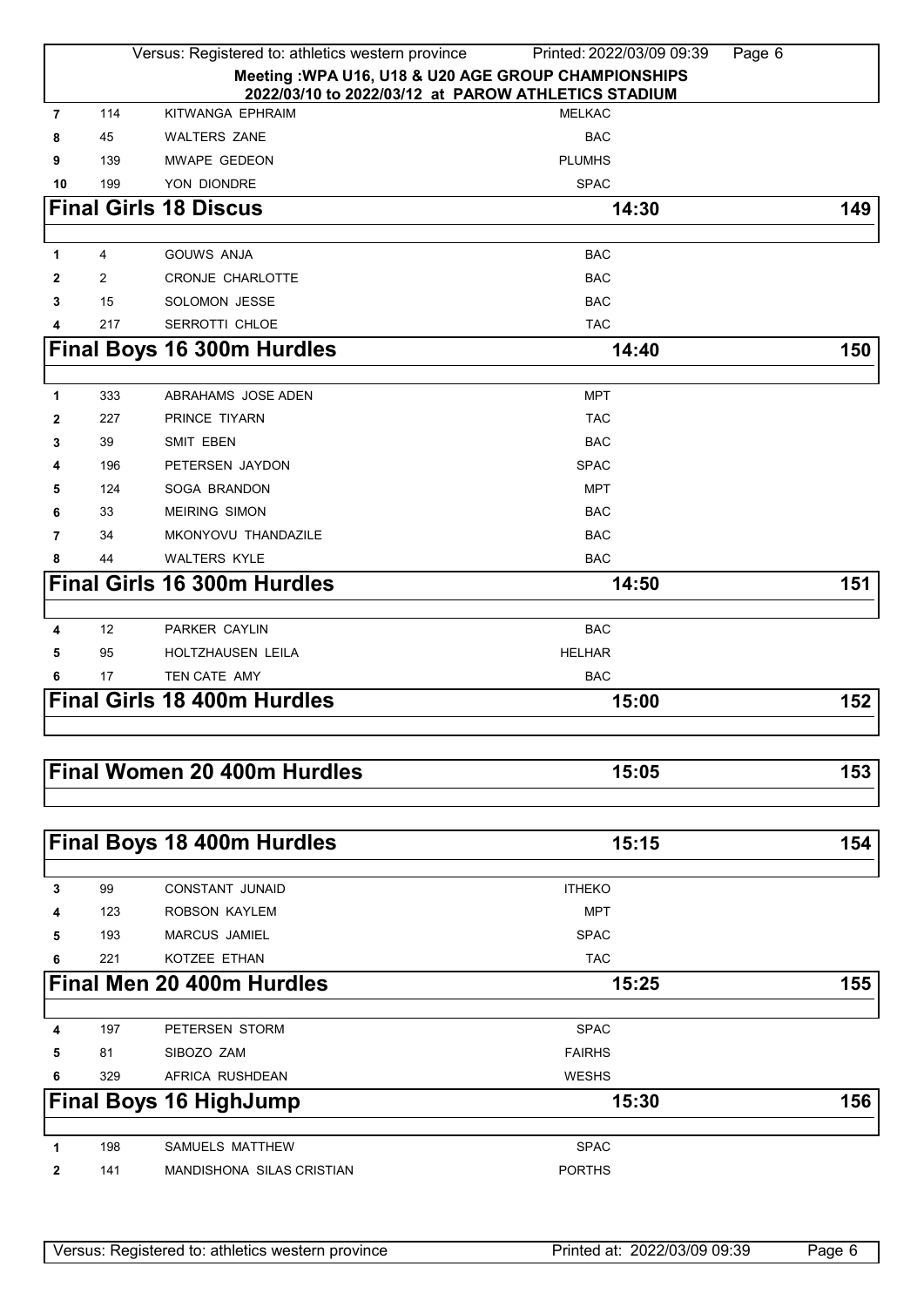Meeting :WPA U16, U18 & U20 AGE GROUP CHAMPIONSHIPS
2022/03/10 to 2022/03/12 at PAROW ATHLETICS STADIUM

| | | | |
|---|---|---|---|
| 7 | 114 | KITWANGA EPHRAIM | MELKAC |
| 8 | 45 | WALTERS ZANE | BAC |
| 9 | 139 | MWAPE GEDEON | PLUMHS |
| 10 | 199 | YON DIONDRE | SPAC |

## Final Girls 18 Discus — 14:30 — 149

| | | | |
|---|---|---|---|
| 1 | 4 | GOUWS ANJA | BAC |
| 2 | 2 | CRONJE CHARLOTTE | BAC |
| 3 | 15 | SOLOMON JESSE | BAC |
| 4 | 217 | SERROTTI CHLOE | TAC |

## Final Boys 16 300m Hurdles — 14:40 — 150

| | | | |
|---|---|---|---|
| 1 | 333 | ABRAHAMS JOSE ADEN | MPT |
| 2 | 227 | PRINCE TIYARN | TAC |
| 3 | 39 | SMIT EBEN | BAC |
| 4 | 196 | PETERSEN JAYDON | SPAC |
| 5 | 124 | SOGA BRANDON | MPT |
| 6 | 33 | MEIRING SIMON | BAC |
| 7 | 34 | MKONYOVU THANDAZILE | BAC |
| 8 | 44 | WALTERS KYLE | BAC |

## Final Girls 16 300m Hurdles — 14:50 — 151

| | | | |
|---|---|---|---|
| 4 | 12 | PARKER CAYLIN | BAC |
| 5 | 95 | HOLTZHAUSEN LEILA | HELHAR |
| 6 | 17 | TEN CATE AMY | BAC |

## Final Girls 18 400m Hurdles — 15:00 — 152

## Final Women 20 400m Hurdles — 15:05 — 153

## Final Boys 18 400m Hurdles — 15:15 — 154

| | | | |
|---|---|---|---|
| 3 | 99 | CONSTANT JUNAID | ITHEKO |
| 4 | 123 | ROBSON KAYLEM | MPT |
| 5 | 193 | MARCUS JAMIEL | SPAC |
| 6 | 221 | KOTZEE ETHAN | TAC |

## Final Men 20 400m Hurdles — 15:25 — 155

| | | | |
|---|---|---|---|
| 4 | 197 | PETERSEN STORM | SPAC |
| 5 | 81 | SIBOZO ZAM | FAIRHS |
| 6 | 329 | AFRICA RUSHDEAN | WESHS |

## Final Boys 16 HighJump — 15:30 — 156

| | | | |
|---|---|---|---|
| 1 | 198 | SAMUELS MATTHEW | SPAC |
| 2 | 141 | MANDISHONA SILAS CRISTIAN | PORTHS |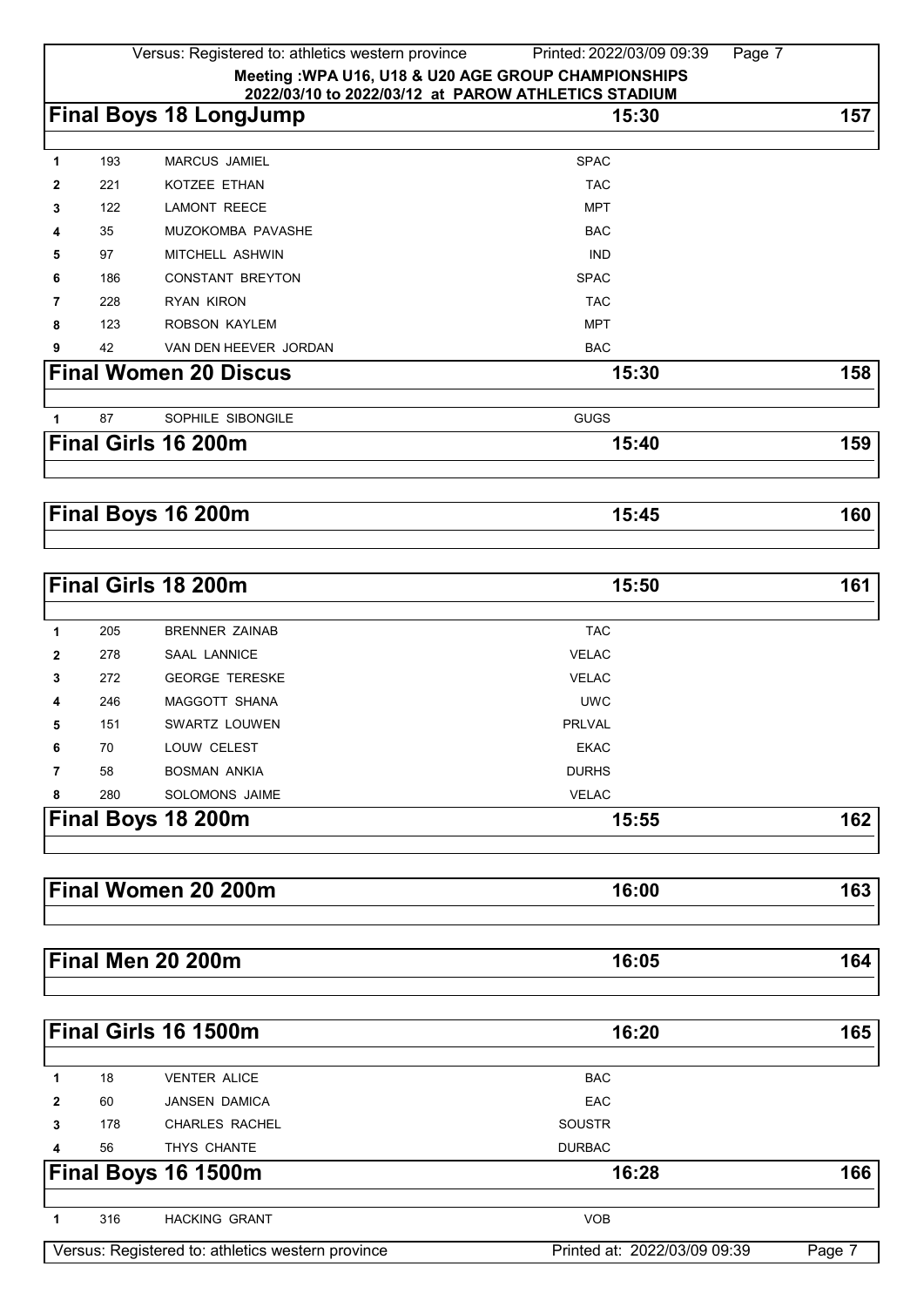Meeting :WPA U16, U18 & U20 AGE GROUP CHAMPIONSHIPS
2022/03/10 to 2022/03/12 at PAROW ATHLETICS STADIUM

## Final Boys 18 LongJump — 15:30 — 157

| | | | |
|---|---|---|---|
| 1 | 193 | MARCUS JAMIEL | SPAC |
| 2 | 221 | KOTZEE ETHAN | TAC |
| 3 | 122 | LAMONT REECE | MPT |
| 4 | 35 | MUZOKOMBA PAVASHE | BAC |
| 5 | 97 | MITCHELL ASHWIN | IND |
| 6 | 186 | CONSTANT BREYTON | SPAC |
| 7 | 228 | RYAN KIRON | TAC |
| 8 | 123 | ROBSON KAYLEM | MPT |
| 9 | 42 | VAN DEN HEEVER JORDAN | BAC |

## Final Women 20 Discus — 15:30 — 158

| | | | |
|---|---|---|---|
| 1 | 87 | SOPHILE SIBONGILE | GUGS |

## Final Girls 16 200m — 15:40 — 159

## Final Boys 16 200m — 15:45 — 160

## Final Girls 18 200m — 15:50 — 161

| | | | |
|---|---|---|---|
| 1 | 205 | BRENNER ZAINAB | TAC |
| 2 | 278 | SAAL LANNICE | VELAC |
| 3 | 272 | GEORGE TERESKE | VELAC |
| 4 | 246 | MAGGOTT SHANA | UWC |
| 5 | 151 | SWARTZ LOUWEN | PRLVAL |
| 6 | 70 | LOUW CELEST | EKAC |
| 7 | 58 | BOSMAN ANKIA | DURHS |
| 8 | 280 | SOLOMONS JAIME | VELAC |

## Final Boys 18 200m — 15:55 — 162

## Final Women 20 200m — 16:00 — 163

## Final Men 20 200m — 16:05 — 164

## Final Girls 16 1500m — 16:20 — 165

| | | | |
|---|---|---|---|
| 1 | 18 | VENTER ALICE | BAC |
| 2 | 60 | JANSEN DAMICA | EAC |
| 3 | 178 | CHARLES RACHEL | SOUSTR |
| 4 | 56 | THYS CHANTE | DURBAC |

## Final Boys 16 1500m — 16:28 — 166

| | | | |
|---|---|---|---|
| 1 | 316 | HACKING GRANT | VOB |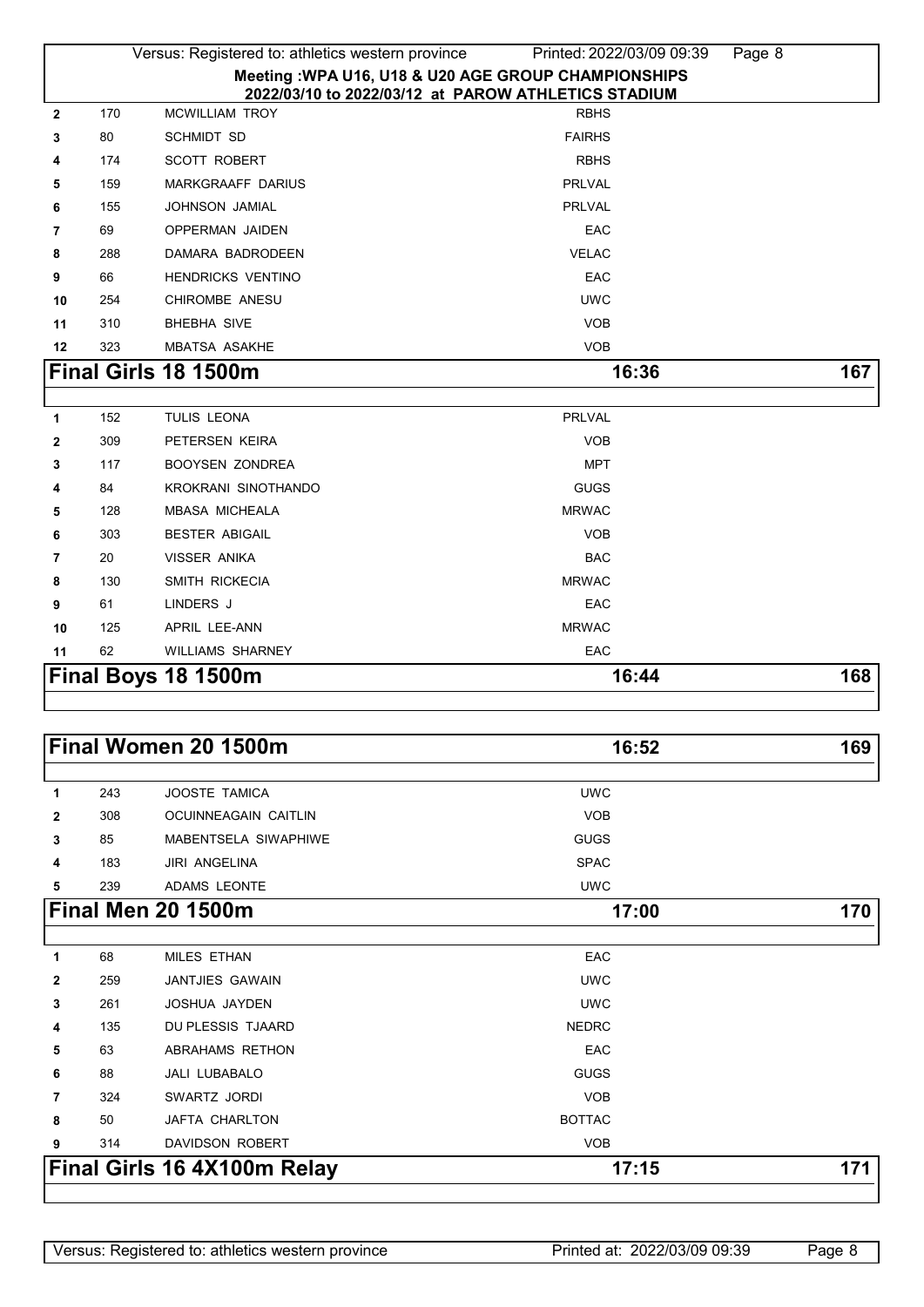Meeting :WPA U16, U18 & U20 AGE GROUP CHAMPIONSHIPS
2022/03/10 to 2022/03/12 at PAROW ATHLETICS STADIUM

| | | | |
|---|---|---|---|
| 2 | 170 | MCWILLIAM TROY | RBHS |
| 3 | 80 | SCHMIDT SD | FAIRHS |
| 4 | 174 | SCOTT ROBERT | RBHS |
| 5 | 159 | MARKGRAAFF DARIUS | PRLVAL |
| 6 | 155 | JOHNSON JAMIAL | PRLVAL |
| 7 | 69 | OPPERMAN JAIDEN | EAC |
| 8 | 288 | DAMARA BADRODEEN | VELAC |
| 9 | 66 | HENDRICKS VENTINO | EAC |
| 10 | 254 | CHIROMBE ANESU | UWC |
| 11 | 310 | BHEBHA SIVE | VOB |
| 12 | 323 | MBATSA ASAKHE | VOB |

## Final Girls 18 1500m — 16:36 — 167

| | | | |
|---|---|---|---|
| 1 | 152 | TULIS LEONA | PRLVAL |
| 2 | 309 | PETERSEN KEIRA | VOB |
| 3 | 117 | BOOYSEN ZONDREA | MPT |
| 4 | 84 | KROKRANI SINOTHANDO | GUGS |
| 5 | 128 | MBASA MICHEALA | MRWAC |
| 6 | 303 | BESTER ABIGAIL | VOB |
| 7 | 20 | VISSER ANIKA | BAC |
| 8 | 130 | SMITH RICKECIA | MRWAC |
| 9 | 61 | LINDERS J | EAC |
| 10 | 125 | APRIL LEE-ANN | MRWAC |
| 11 | 62 | WILLIAMS SHARNEY | EAC |

## Final Boys 18 1500m — 16:44 — 168

## Final Women 20 1500m — 16:52 — 169

| | | | |
|---|---|---|---|
| 1 | 243 | JOOSTE TAMICA | UWC |
| 2 | 308 | OCUINNEAGAIN CAITLIN | VOB |
| 3 | 85 | MABENTSELA SIWAPHIWE | GUGS |
| 4 | 183 | JIRI ANGELINA | SPAC |
| 5 | 239 | ADAMS LEONTE | UWC |

## Final Men 20 1500m — 17:00 — 170

| | | | |
|---|---|---|---|
| 1 | 68 | MILES ETHAN | EAC |
| 2 | 259 | JANTJIES GAWAIN | UWC |
| 3 | 261 | JOSHUA JAYDEN | UWC |
| 4 | 135 | DU PLESSIS TJAARD | NEDRC |
| 5 | 63 | ABRAHAMS RETHON | EAC |
| 6 | 88 | JALI LUBABALO | GUGS |
| 7 | 324 | SWARTZ JORDI | VOB |
| 8 | 50 | JAFTA CHARLTON | BOTTAC |
| 9 | 314 | DAVIDSON ROBERT | VOB |

## Final Girls 16 4X100m Relay — 17:15 — 171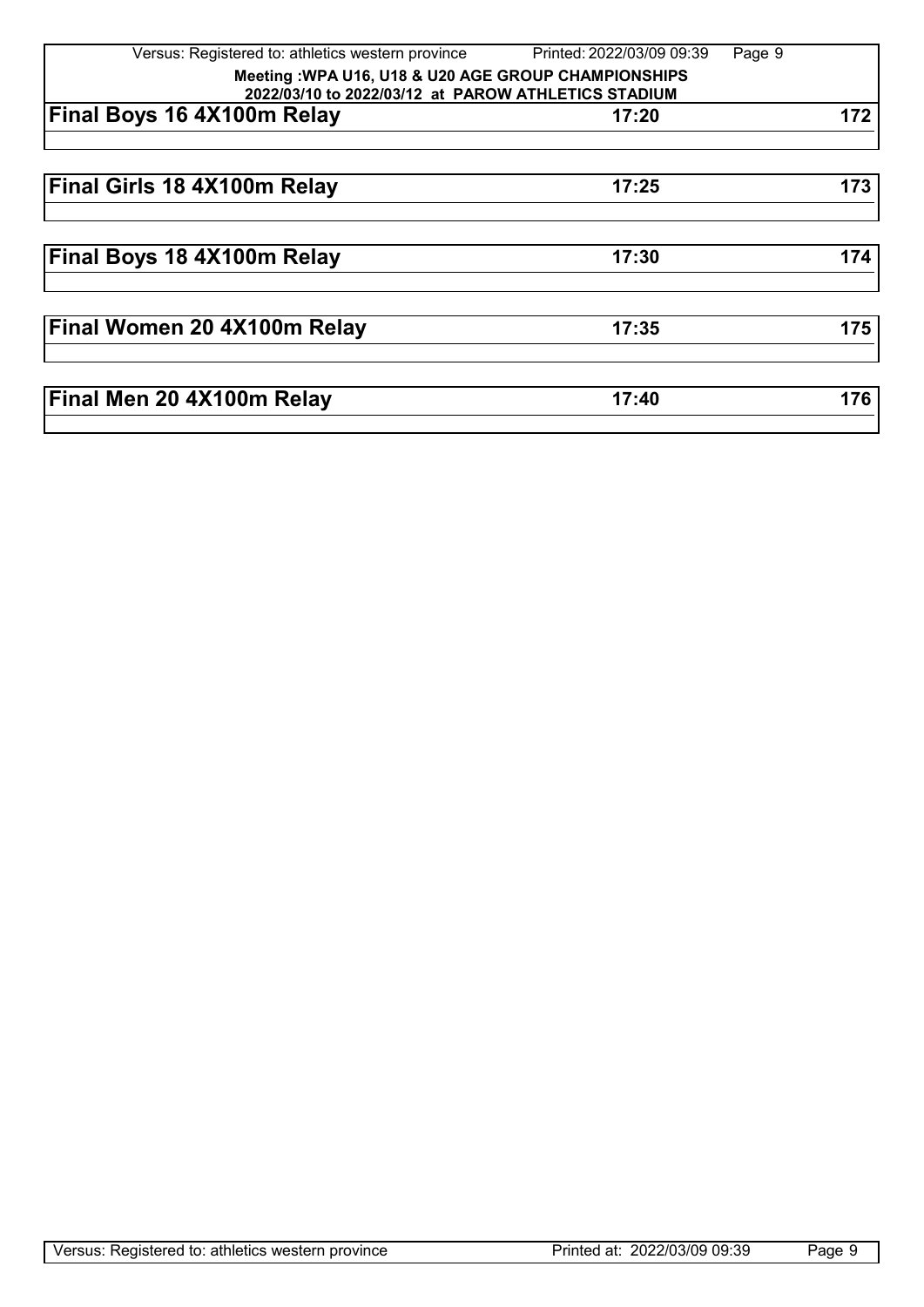Meeting :WPA U16, U18 & U20 AGE GROUP CHAMPIONSHIPS
2022/03/10 to 2022/03/12 at PAROW ATHLETICS STADIUM

| | | |
|---|---|---|
| **Final Boys 16 4X100m Relay** | **17:20** | **172** |

| | | |
|---|---|---|
| **Final Girls 18 4X100m Relay** | **17:25** | **173** |

| | | |
|---|---|---|
| **Final Boys 18 4X100m Relay** | **17:30** | **174** |

| | | |
|---|---|---|
| **Final Women 20 4X100m Relay** | **17:35** | **175** |

| | | |
|---|---|---|
| **Final Men 20 4X100m Relay** | **17:40** | **176** |